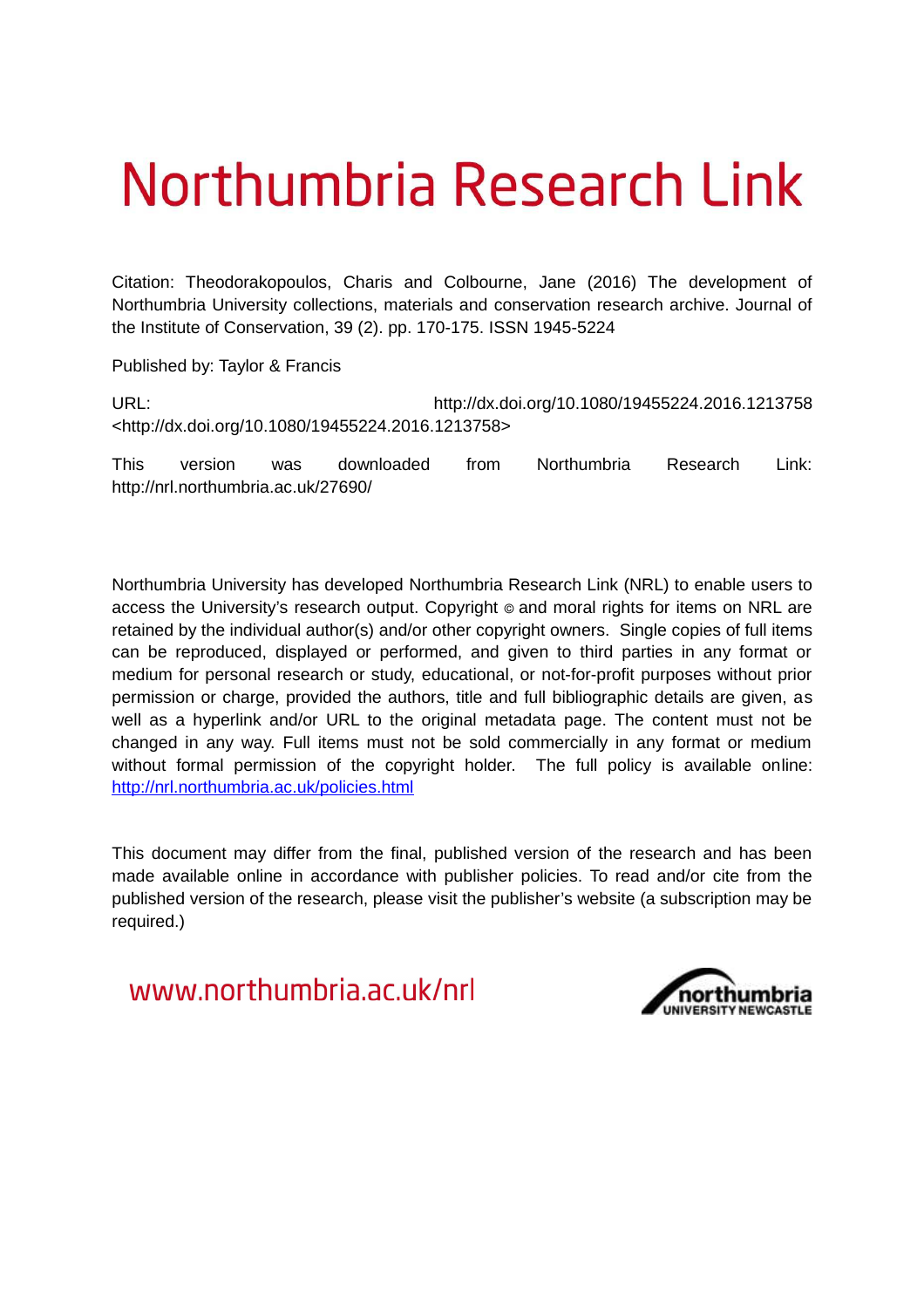# Northumbria Research Link

Citation: Theodorakopoulos, Charis and Colbourne, Jane (2016) The development of Northumbria University collections, materials and conservation research archive. Journal of the Institute of Conservation, 39 (2). pp. 170-175. ISSN 1945-5224

Published by: Taylor & Francis

URL: http://dx.doi.org/10.1080/19455224.2016.1213758 <http://dx.doi.org/10.1080/19455224.2016.1213758>

This version was downloaded from Northumbria Research Link: http://nrl.northumbria.ac.uk/27690/

Northumbria University has developed Northumbria Research Link (NRL) to enable users to access the University's research output. Copyright © and moral rights for items on NRL are retained by the individual author(s) and/or other copyright owners. Single copies of full items can be reproduced, displayed or performed, and given to third parties in any format or medium for personal research or study, educational, or not-for-profit purposes without prior permission or charge, provided the authors, title and full bibliographic details are given, as well as a hyperlink and/or URL to the original metadata page. The content must not be changed in any way. Full items must not be sold commercially in any format or medium without formal permission of the copyright holder. The full policy is available online: http://nrl.northumbria.ac.uk/policies.html

This document may differ from the final, published version of the research and has been made available online in accordance with publisher policies. To read and/or cite from the published version of the research, please visit the publisher's website (a subscription may be required.)

www.northumbria.ac.uk/nrl

northumbria UNIVERSITY NEWCASTLE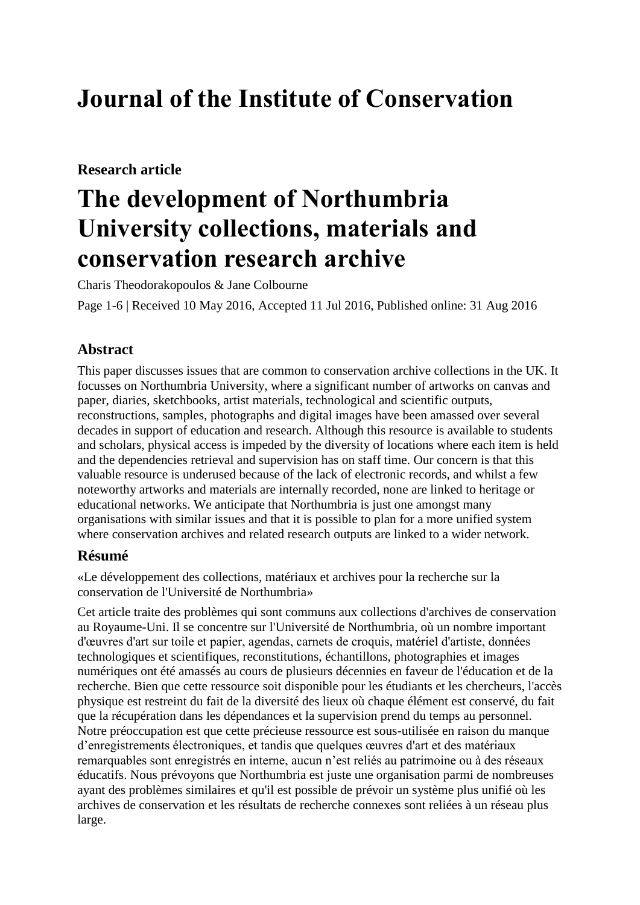# Journal of the Institute of Conservation

**Research article**

# The development of Northumbria University collections, materials and conservation research archive

Charis Theodorakopoulos & Jane Colbourne

Page 1-6 | Received 10 May 2016, Accepted 11 Jul 2016, Published online: 31 Aug 2016

## Abstract

This paper discusses issues that are common to conservation archive collections in the UK. It focusses on Northumbria University, where a significant number of artworks on canvas and paper, diaries, sketchbooks, artist materials, technological and scientific outputs, reconstructions, samples, photographs and digital images have been amassed over several decades in support of education and research. Although this resource is available to students and scholars, physical access is impeded by the diversity of locations where each item is held and the dependencies retrieval and supervision has on staff time. Our concern is that this valuable resource is underused because of the lack of electronic records, and whilst a few noteworthy artworks and materials are internally recorded, none are linked to heritage or educational networks. We anticipate that Northumbria is just one amongst many organisations with similar issues and that it is possible to plan for a more unified system where conservation archives and related research outputs are linked to a wider network.

## Résumé

«Le développement des collections, matériaux et archives pour la recherche sur la conservation de l'Université de Northumbria»

Cet article traite des problèmes qui sont communs aux collections d'archives de conservation au Royaume-Uni. Il se concentre sur l'Université de Northumbria, où un nombre important d'œuvres d'art sur toile et papier, agendas, carnets de croquis, matériel d'artiste, données technologiques et scientifiques, reconstitutions, échantillons, photographies et images numériques ont été amassés au cours de plusieurs décennies en faveur de l'éducation et de la recherche. Bien que cette ressource soit disponible pour les étudiants et les chercheurs, l'accès physique est restreint du fait de la diversité des lieux où chaque élément est conservé, du fait que la récupération dans les dépendances et la supervision prend du temps au personnel. Notre préoccupation est que cette précieuse ressource est sous-utilisée en raison du manque d'enregistrements électroniques, et tandis que quelques œuvres d'art et des matériaux remarquables sont enregistrés en interne, aucun n'est reliés au patrimoine ou à des réseaux éducatifs. Nous prévoyons que Northumbria est juste une organisation parmi de nombreuses ayant des problèmes similaires et qu'il est possible de prévoir un système plus unifié où les archives de conservation et les résultats de recherche connexes sont reliées à un réseau plus large.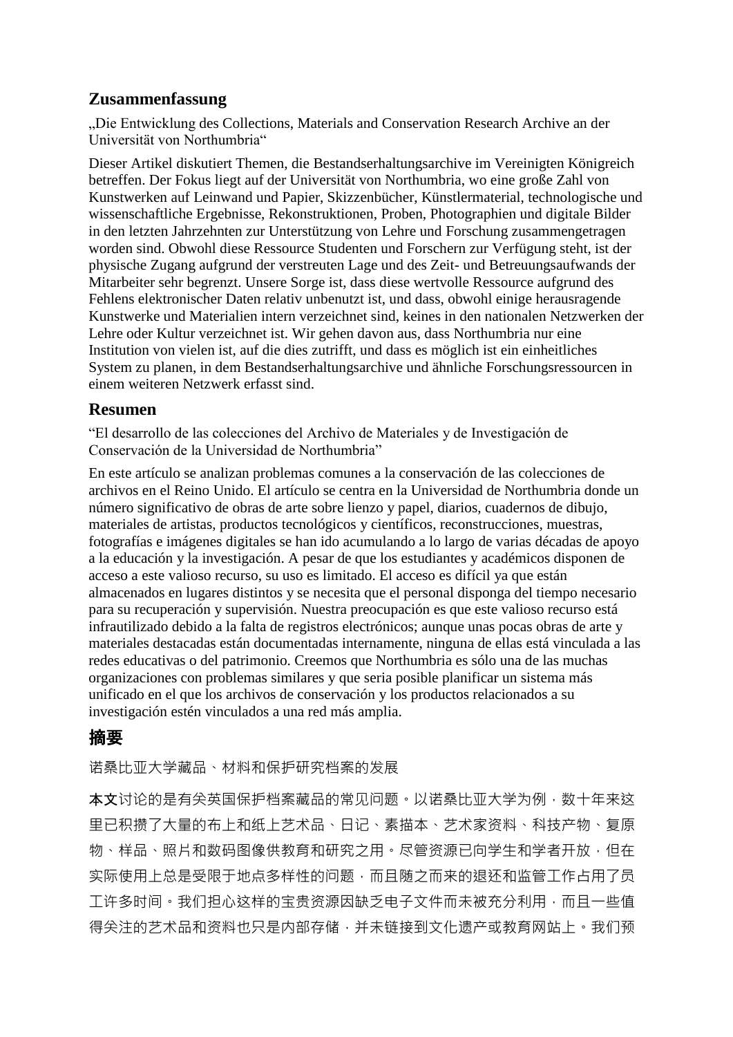## Zusammenfassung

„Die Entwicklung des Collections, Materials and Conservation Research Archive an der Universität von Northumbria“

Dieser Artikel diskutiert Themen, die Bestandserhaltungsarchive im Vereinigten Königreich betreffen. Der Fokus liegt auf der Universität von Northumbria, wo eine große Zahl von Kunstwerken auf Leinwand und Papier, Skizzenbücher, Künstlermaterial, technologische und wissenschaftliche Ergebnisse, Rekonstruktionen, Proben, Photographien und digitale Bilder in den letzten Jahrzehnten zur Unterstützung von Lehre und Forschung zusammengetragen worden sind. Obwohl diese Ressource Studenten und Forschern zur Verfügung steht, ist der physische Zugang aufgrund der verstreuten Lage und des Zeit- und Betreuungsaufwands der Mitarbeiter sehr begrenzt. Unsere Sorge ist, dass diese wertvolle Ressource aufgrund des Fehlens elektronischer Daten relativ unbenutzt ist, und dass, obwohl einige herausragende Kunstwerke und Materialien intern verzeichnet sind, keines in den nationalen Netzwerken der Lehre oder Kultur verzeichnet ist. Wir gehen davon aus, dass Northumbria nur eine Institution von vielen ist, auf die dies zutrifft, und dass es möglich ist ein einheitliches System zu planen, in dem Bestandserhaltungsarchive und ähnliche Forschungsressourcen in einem weiteren Netzwerk erfasst sind.

## Resumen

“El desarrollo de las colecciones del Archivo de Materiales y de Investigación de Conservación de la Universidad de Northumbria”

En este artículo se analizan problemas comunes a la conservación de las colecciones de archivos en el Reino Unido. El artículo se centra en la Universidad de Northumbria donde un número significativo de obras de arte sobre lienzo y papel, diarios, cuadernos de dibujo, materiales de artistas, productos tecnológicos y científicos, reconstrucciones, muestras, fotografías e imágenes digitales se han ido acumulando a lo largo de varias décadas de apoyo a la educación y la investigación. A pesar de que los estudiantes y académicos disponen de acceso a este valioso recurso, su uso es limitado. El acceso es difícil ya que están almacenados en lugares distintos y se necesita que el personal disponga del tiempo necesario para su recuperación y supervisión. Nuestra preocupación es que este valioso recurso está infrautilizado debido a la falta de registros electrónicos; aunque unas pocas obras de arte y materiales destacadas están documentadas internamente, ninguna de ellas está vinculada a las redes educativas o del patrimonio. Creemos que Northumbria es sólo una de las muchas organizaciones con problemas similares y que seria posible planificar un sistema más unificado en el que los archivos de conservación y los productos relacionados a su investigación estén vinculados a una red más amplia.

## 摘要

诺桑比亚大学藏品、材料和保护研究档案的发展

**本文**讨论的是有关英国保护档案藏品的常见问题。以诺桑比亚大学为例，数十年来这里已积攒了大量的布上和纸上艺术品、日记、素描本、艺术家资料、科技产物、复原物、样品、照片和数码图像供教育和研究之用。尽管资源已向学生和学者开放，但在实际使用上总是受限于地点多样性的问题，而且随之而来的退还和监管工作占用了员工许多时间。我们担心这样的宝贵资源因缺乏电子文件而未被充分利用，而且一些值得关注的艺术品和资料也只是内部存储，并未链接到文化遗产或教育网站上。我们预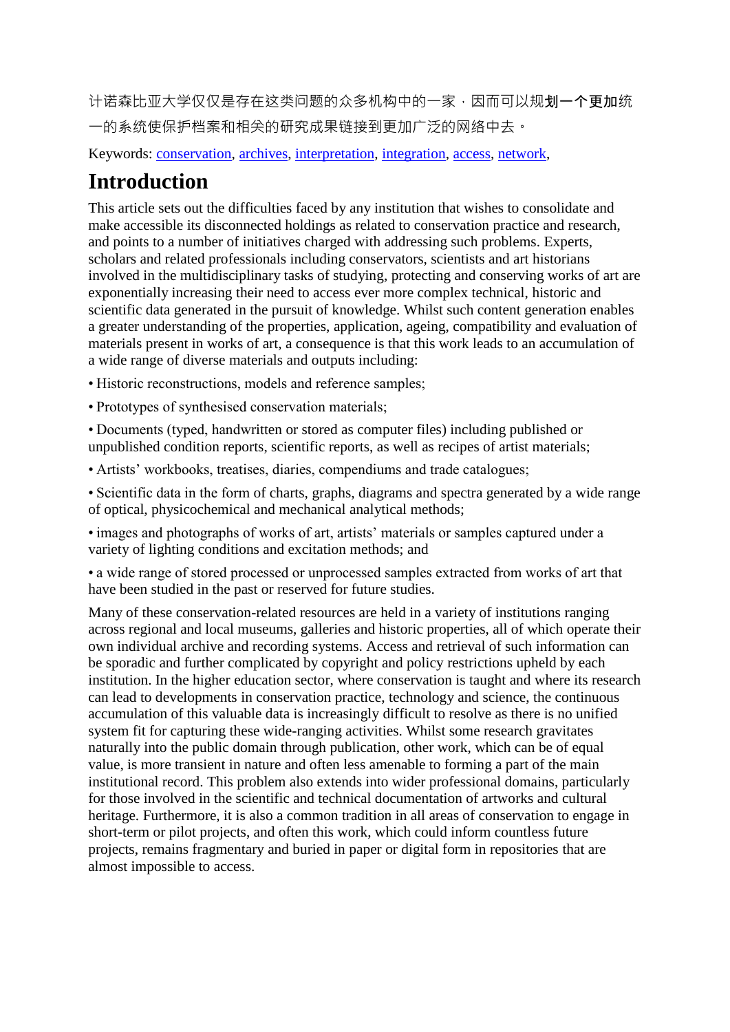计诺森比亚大学仅仅是存在这类问题的众多机构中的一家，因而可以规划一个更加统一的系统使保护档案和相关的研究成果链接到更加广泛的网络中去。

Keywords: conservation, archives, interpretation, integration, access, network,

# Introduction

This article sets out the difficulties faced by any institution that wishes to consolidate and make accessible its disconnected holdings as related to conservation practice and research, and points to a number of initiatives charged with addressing such problems. Experts, scholars and related professionals including conservators, scientists and art historians involved in the multidisciplinary tasks of studying, protecting and conserving works of art are exponentially increasing their need to access ever more complex technical, historic and scientific data generated in the pursuit of knowledge. Whilst such content generation enables a greater understanding of the properties, application, ageing, compatibility and evaluation of materials present in works of art, a consequence is that this work leads to an accumulation of a wide range of diverse materials and outputs including:

• Historic reconstructions, models and reference samples;

• Prototypes of synthesised conservation materials;

• Documents (typed, handwritten or stored as computer files) including published or unpublished condition reports, scientific reports, as well as recipes of artist materials;

• Artists' workbooks, treatises, diaries, compendiums and trade catalogues;

• Scientific data in the form of charts, graphs, diagrams and spectra generated by a wide range of optical, physicochemical and mechanical analytical methods;

• images and photographs of works of art, artists' materials or samples captured under a variety of lighting conditions and excitation methods; and

• a wide range of stored processed or unprocessed samples extracted from works of art that have been studied in the past or reserved for future studies.

Many of these conservation-related resources are held in a variety of institutions ranging across regional and local museums, galleries and historic properties, all of which operate their own individual archive and recording systems. Access and retrieval of such information can be sporadic and further complicated by copyright and policy restrictions upheld by each institution. In the higher education sector, where conservation is taught and where its research can lead to developments in conservation practice, technology and science, the continuous accumulation of this valuable data is increasingly difficult to resolve as there is no unified system fit for capturing these wide-ranging activities. Whilst some research gravitates naturally into the public domain through publication, other work, which can be of equal value, is more transient in nature and often less amenable to forming a part of the main institutional record. This problem also extends into wider professional domains, particularly for those involved in the scientific and technical documentation of artworks and cultural heritage. Furthermore, it is also a common tradition in all areas of conservation to engage in short-term or pilot projects, and often this work, which could inform countless future projects, remains fragmentary and buried in paper or digital form in repositories that are almost impossible to access.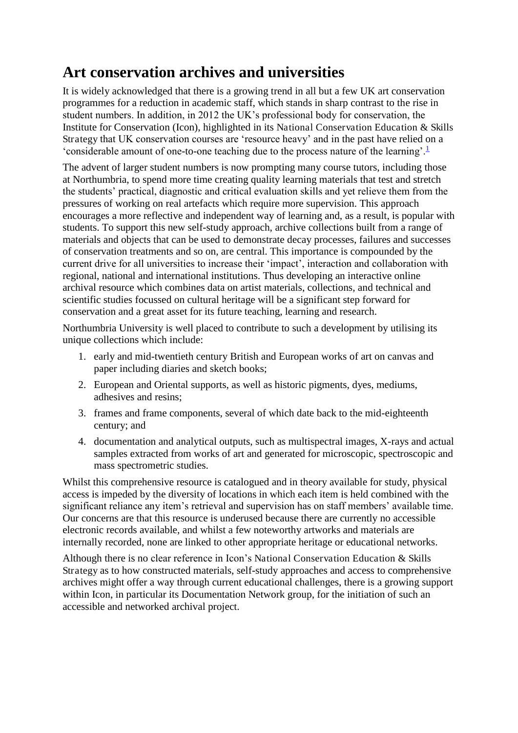# Art conservation archives and universities

It is widely acknowledged that there is a growing trend in all but a few UK art conservation programmes for a reduction in academic staff, which stands in sharp contrast to the rise in student numbers. In addition, in 2012 the UK's professional body for conservation, the Institute for Conservation (Icon), highlighted in its National Conservation Education & Skills Strategy that UK conservation courses are 'resource heavy' and in the past have relied on a 'considerable amount of one-to-one teaching due to the process nature of the learning'.[1]

The advent of larger student numbers is now prompting many course tutors, including those at Northumbria, to spend more time creating quality learning materials that test and stretch the students' practical, diagnostic and critical evaluation skills and yet relieve them from the pressures of working on real artefacts which require more supervision. This approach encourages a more reflective and independent way of learning and, as a result, is popular with students. To support this new self-study approach, archive collections built from a range of materials and objects that can be used to demonstrate decay processes, failures and successes of conservation treatments and so on, are central. This importance is compounded by the current drive for all universities to increase their 'impact', interaction and collaboration with regional, national and international institutions. Thus developing an interactive online archival resource which combines data on artist materials, collections, and technical and scientific studies focussed on cultural heritage will be a significant step forward for conservation and a great asset for its future teaching, learning and research.

Northumbria University is well placed to contribute to such a development by utilising its unique collections which include:

1. early and mid-twentieth century British and European works of art on canvas and paper including diaries and sketch books;
2. European and Oriental supports, as well as historic pigments, dyes, mediums, adhesives and resins;
3. frames and frame components, several of which date back to the mid-eighteenth century; and
4. documentation and analytical outputs, such as multispectral images, X-rays and actual samples extracted from works of art and generated for microscopic, spectroscopic and mass spectrometric studies.

Whilst this comprehensive resource is catalogued and in theory available for study, physical access is impeded by the diversity of locations in which each item is held combined with the significant reliance any item's retrieval and supervision has on staff members' available time. Our concerns are that this resource is underused because there are currently no accessible electronic records available, and whilst a few noteworthy artworks and materials are internally recorded, none are linked to other appropriate heritage or educational networks.

Although there is no clear reference in Icon's National Conservation Education & Skills Strategy as to how constructed materials, self-study approaches and access to comprehensive archives might offer a way through current educational challenges, there is a growing support within Icon, in particular its Documentation Network group, for the initiation of such an accessible and networked archival project.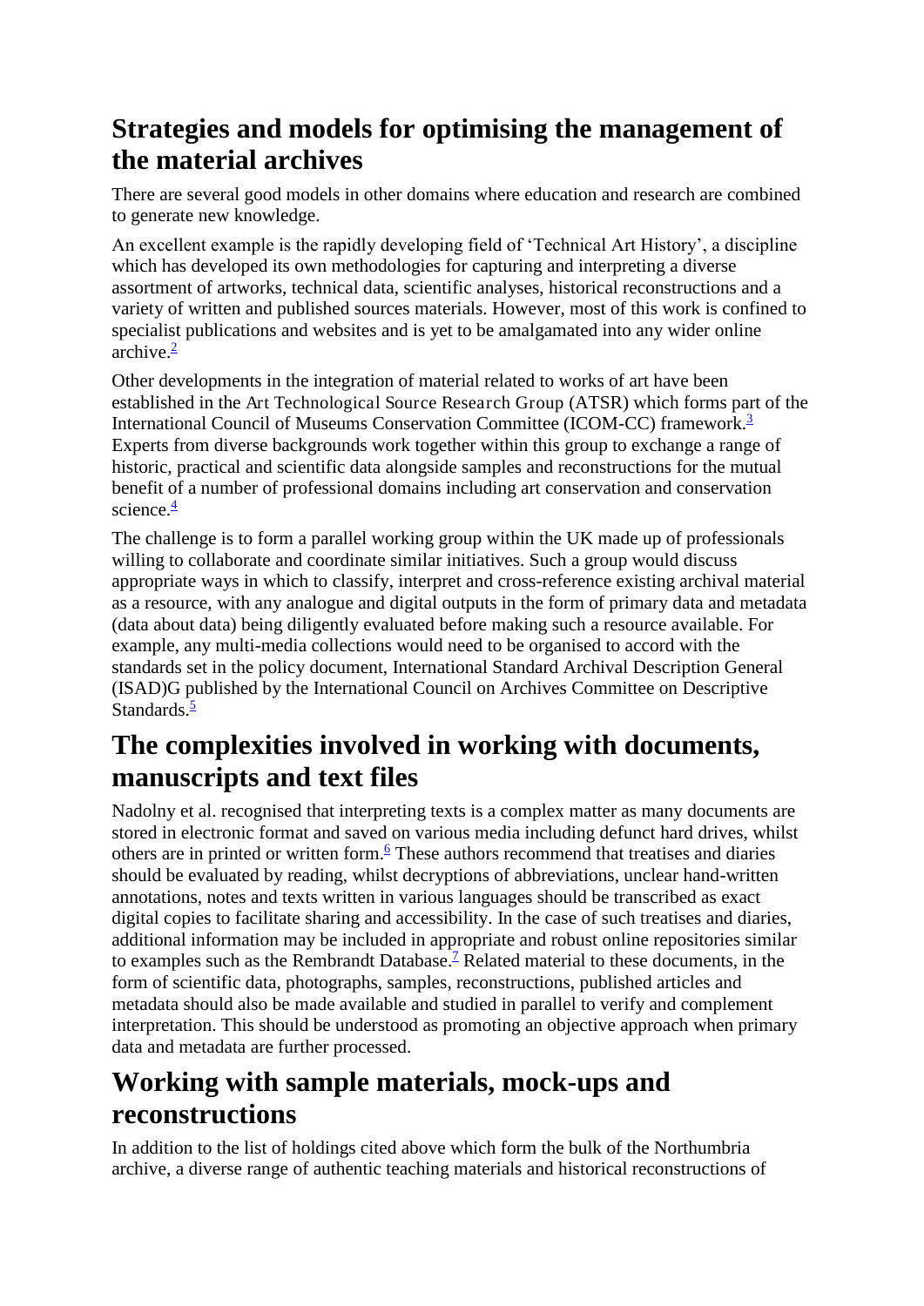## Strategies and models for optimising the management of the material archives

There are several good models in other domains where education and research are combined to generate new knowledge.

An excellent example is the rapidly developing field of 'Technical Art History', a discipline which has developed its own methodologies for capturing and interpreting a diverse assortment of artworks, technical data, scientific analyses, historical reconstructions and a variety of written and published sources materials. However, most of this work is confined to specialist publications and websites and is yet to be amalgamated into any wider online archive.[2]

Other developments in the integration of material related to works of art have been established in the Art Technological Source Research Group (ATSR) which forms part of the International Council of Museums Conservation Committee (ICOM-CC) framework.[3] Experts from diverse backgrounds work together within this group to exchange a range of historic, practical and scientific data alongside samples and reconstructions for the mutual benefit of a number of professional domains including art conservation and conservation science.[4]

The challenge is to form a parallel working group within the UK made up of professionals willing to collaborate and coordinate similar initiatives. Such a group would discuss appropriate ways in which to classify, interpret and cross-reference existing archival material as a resource, with any analogue and digital outputs in the form of primary data and metadata (data about data) being diligently evaluated before making such a resource available. For example, any multi-media collections would need to be organised to accord with the standards set in the policy document, International Standard Archival Description General (ISAD)G published by the International Council on Archives Committee on Descriptive Standards.[5]

## The complexities involved in working with documents, manuscripts and text files

Nadolny et al. recognised that interpreting texts is a complex matter as many documents are stored in electronic format and saved on various media including defunct hard drives, whilst others are in printed or written form.[6] These authors recommend that treatises and diaries should be evaluated by reading, whilst decryptions of abbreviations, unclear hand-written annotations, notes and texts written in various languages should be transcribed as exact digital copies to facilitate sharing and accessibility. In the case of such treatises and diaries, additional information may be included in appropriate and robust online repositories similar to examples such as the Rembrandt Database.[7] Related material to these documents, in the form of scientific data, photographs, samples, reconstructions, published articles and metadata should also be made available and studied in parallel to verify and complement interpretation. This should be understood as promoting an objective approach when primary data and metadata are further processed.

## Working with sample materials, mock-ups and reconstructions

In addition to the list of holdings cited above which form the bulk of the Northumbria archive, a diverse range of authentic teaching materials and historical reconstructions of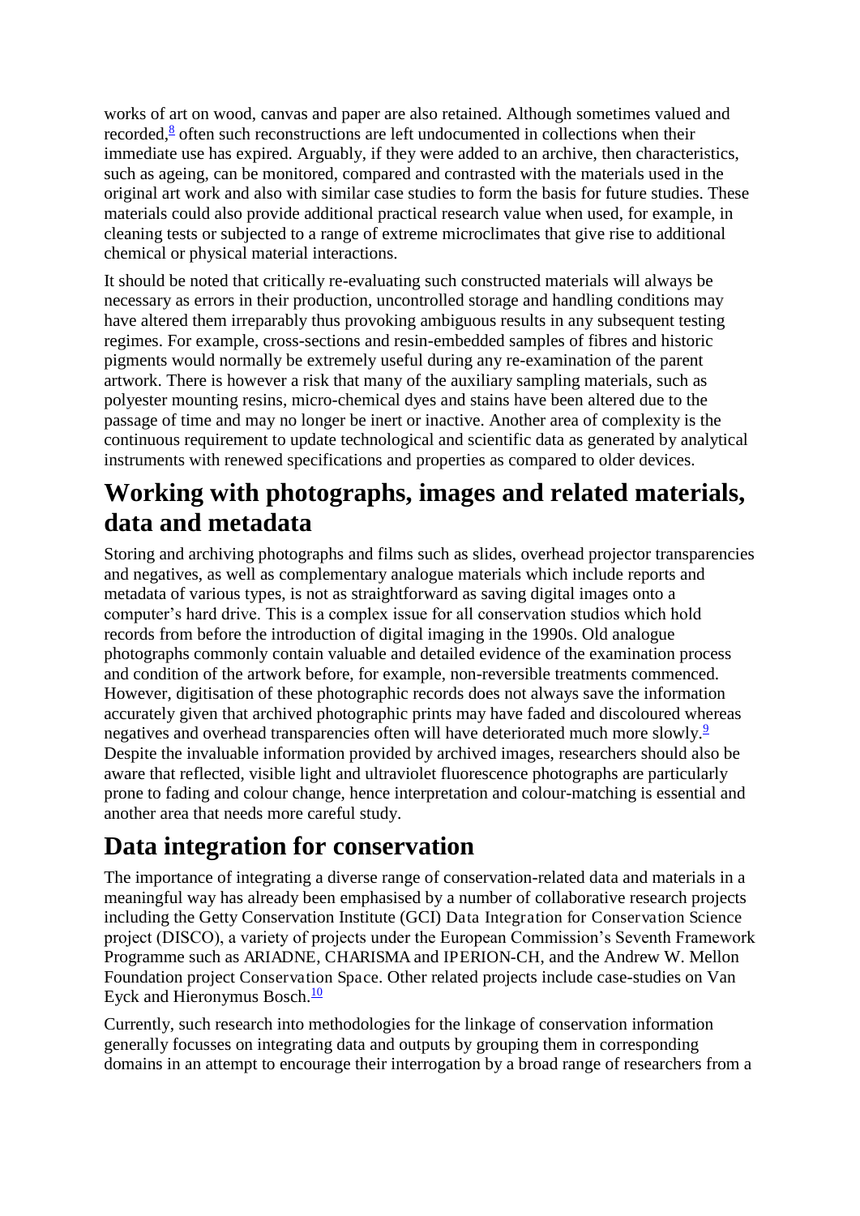works of art on wood, canvas and paper are also retained. Although sometimes valued and recorded,[8] often such reconstructions are left undocumented in collections when their immediate use has expired. Arguably, if they were added to an archive, then characteristics, such as ageing, can be monitored, compared and contrasted with the materials used in the original art work and also with similar case studies to form the basis for future studies. These materials could also provide additional practical research value when used, for example, in cleaning tests or subjected to a range of extreme microclimates that give rise to additional chemical or physical material interactions.

It should be noted that critically re-evaluating such constructed materials will always be necessary as errors in their production, uncontrolled storage and handling conditions may have altered them irreparably thus provoking ambiguous results in any subsequent testing regimes. For example, cross-sections and resin-embedded samples of fibres and historic pigments would normally be extremely useful during any re-examination of the parent artwork. There is however a risk that many of the auxiliary sampling materials, such as polyester mounting resins, micro-chemical dyes and stains have been altered due to the passage of time and may no longer be inert or inactive. Another area of complexity is the continuous requirement to update technological and scientific data as generated by analytical instruments with renewed specifications and properties as compared to older devices.

## Working with photographs, images and related materials, data and metadata

Storing and archiving photographs and films such as slides, overhead projector transparencies and negatives, as well as complementary analogue materials which include reports and metadata of various types, is not as straightforward as saving digital images onto a computer's hard drive. This is a complex issue for all conservation studios which hold records from before the introduction of digital imaging in the 1990s. Old analogue photographs commonly contain valuable and detailed evidence of the examination process and condition of the artwork before, for example, non-reversible treatments commenced. However, digitisation of these photographic records does not always save the information accurately given that archived photographic prints may have faded and discoloured whereas negatives and overhead transparencies often will have deteriorated much more slowly.[9] Despite the invaluable information provided by archived images, researchers should also be aware that reflected, visible light and ultraviolet fluorescence photographs are particularly prone to fading and colour change, hence interpretation and colour-matching is essential and another area that needs more careful study.

## Data integration for conservation

The importance of integrating a diverse range of conservation-related data and materials in a meaningful way has already been emphasised by a number of collaborative research projects including the Getty Conservation Institute (GCI) Data Integration for Conservation Science project (DISCO), a variety of projects under the European Commission's Seventh Framework Programme such as ARIADNE, CHARISMA and IPERION-CH, and the Andrew W. Mellon Foundation project Conservation Space. Other related projects include case-studies on Van Eyck and Hieronymus Bosch.[10]

Currently, such research into methodologies for the linkage of conservation information generally focusses on integrating data and outputs by grouping them in corresponding domains in an attempt to encourage their interrogation by a broad range of researchers from a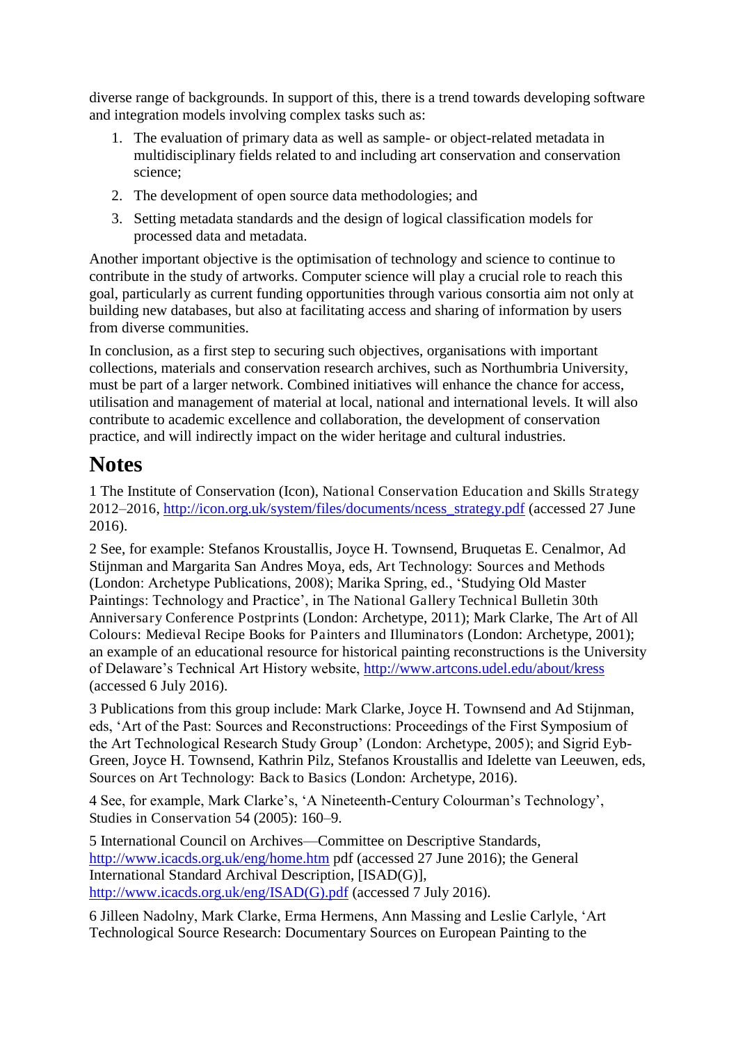diverse range of backgrounds. In support of this, there is a trend towards developing software and integration models involving complex tasks such as:

1. The evaluation of primary data as well as sample- or object-related metadata in multidisciplinary fields related to and including art conservation and conservation science;
2. The development of open source data methodologies; and
3. Setting metadata standards and the design of logical classification models for processed data and metadata.

Another important objective is the optimisation of technology and science to continue to contribute in the study of artworks. Computer science will play a crucial role to reach this goal, particularly as current funding opportunities through various consortia aim not only at building new databases, but also at facilitating access and sharing of information by users from diverse communities.

In conclusion, as a first step to securing such objectives, organisations with important collections, materials and conservation research archives, such as Northumbria University, must be part of a larger network. Combined initiatives will enhance the chance for access, utilisation and management of material at local, national and international levels. It will also contribute to academic excellence and collaboration, the development of conservation practice, and will indirectly impact on the wider heritage and cultural industries.

# Notes

1 The Institute of Conservation (Icon), National Conservation Education and Skills Strategy 2012–2016, http://icon.org.uk/system/files/documents/ncess_strategy.pdf (accessed 27 June 2016).

2 See, for example: Stefanos Kroustallis, Joyce H. Townsend, Bruquetas E. Cenalmor, Ad Stijnman and Margarita San Andres Moya, eds, Art Technology: Sources and Methods (London: Archetype Publications, 2008); Marika Spring, ed., 'Studying Old Master Paintings: Technology and Practice', in The National Gallery Technical Bulletin 30th Anniversary Conference Postprints (London: Archetype, 2011); Mark Clarke, The Art of All Colours: Medieval Recipe Books for Painters and Illuminators (London: Archetype, 2001); an example of an educational resource for historical painting reconstructions is the University of Delaware's Technical Art History website, http://www.artcons.udel.edu/about/kress (accessed 6 July 2016).

3 Publications from this group include: Mark Clarke, Joyce H. Townsend and Ad Stijnman, eds, 'Art of the Past: Sources and Reconstructions: Proceedings of the First Symposium of the Art Technological Research Study Group' (London: Archetype, 2005); and Sigrid Eyb-Green, Joyce H. Townsend, Kathrin Pilz, Stefanos Kroustallis and Idelette van Leeuwen, eds, Sources on Art Technology: Back to Basics (London: Archetype, 2016).

4 See, for example, Mark Clarke's, 'A Nineteenth-Century Colourman's Technology', Studies in Conservation 54 (2005): 160–9.

5 International Council on Archives—Committee on Descriptive Standards, http://www.icacds.org.uk/eng/home.htm pdf (accessed 27 June 2016); the General International Standard Archival Description, [ISAD(G)], http://www.icacds.org.uk/eng/ISAD(G).pdf (accessed 7 July 2016).

6 Jilleen Nadolny, Mark Clarke, Erma Hermens, Ann Massing and Leslie Carlyle, 'Art Technological Source Research: Documentary Sources on European Painting to the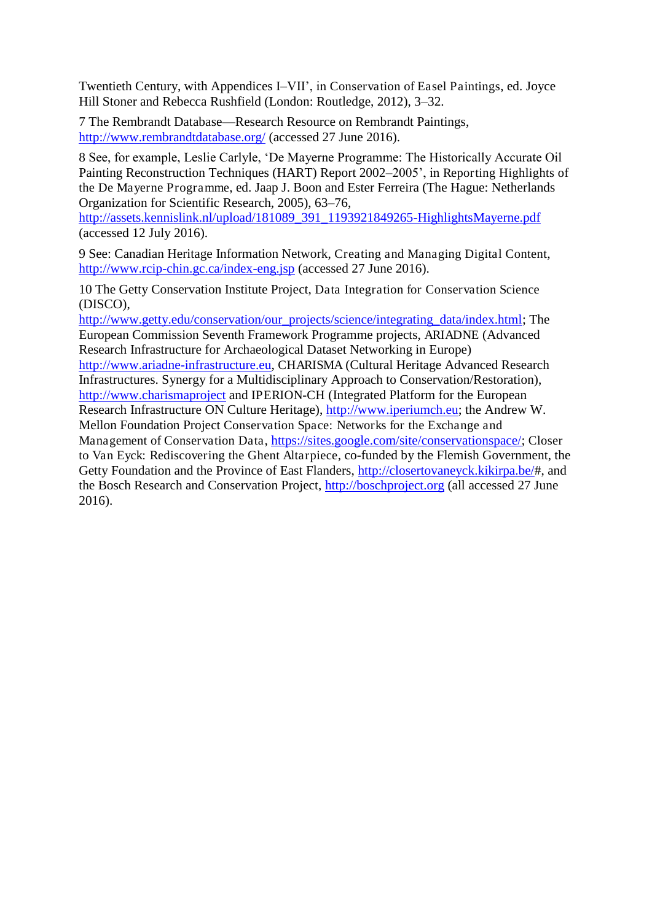Twentieth Century, with Appendices I–VII', in Conservation of Easel Paintings, ed. Joyce Hill Stoner and Rebecca Rushfield (London: Routledge, 2012), 3–32.

7 The Rembrandt Database—Research Resource on Rembrandt Paintings, http://www.rembrandtdatabase.org/ (accessed 27 June 2016).

8 See, for example, Leslie Carlyle, 'De Mayerne Programme: The Historically Accurate Oil Painting Reconstruction Techniques (HART) Report 2002–2005', in Reporting Highlights of the De Mayerne Programme, ed. Jaap J. Boon and Ester Ferreira (The Hague: Netherlands Organization for Scientific Research, 2005), 63–76, http://assets.kennislink.nl/upload/181089_391_1193921849265-HighlightsMayerne.pdf (accessed 12 July 2016).

9 See: Canadian Heritage Information Network, Creating and Managing Digital Content, http://www.rcip-chin.gc.ca/index-eng.jsp (accessed 27 June 2016).

10 The Getty Conservation Institute Project, Data Integration for Conservation Science (DISCO), http://www.getty.edu/conservation/our_projects/science/integrating_data/index.html; The European Commission Seventh Framework Programme projects, ARIADNE (Advanced Research Infrastructure for Archaeological Dataset Networking in Europe) http://www.ariadne-infrastructure.eu, CHARISMA (Cultural Heritage Advanced Research Infrastructures. Synergy for a Multidisciplinary Approach to Conservation/Restoration), http://www.charismaproject and IPERION-CH (Integrated Platform for the European Research Infrastructure ON Culture Heritage), http://www.iperiumch.eu; the Andrew W. Mellon Foundation Project Conservation Space: Networks for the Exchange and Management of Conservation Data, https://sites.google.com/site/conservationspace/; Closer to Van Eyck: Rediscovering the Ghent Altarpiece, co-funded by the Flemish Government, the Getty Foundation and the Province of East Flanders, http://closertovaneyck.kikirpa.be/#, and the Bosch Research and Conservation Project, http://boschproject.org (all accessed 27 June 2016).